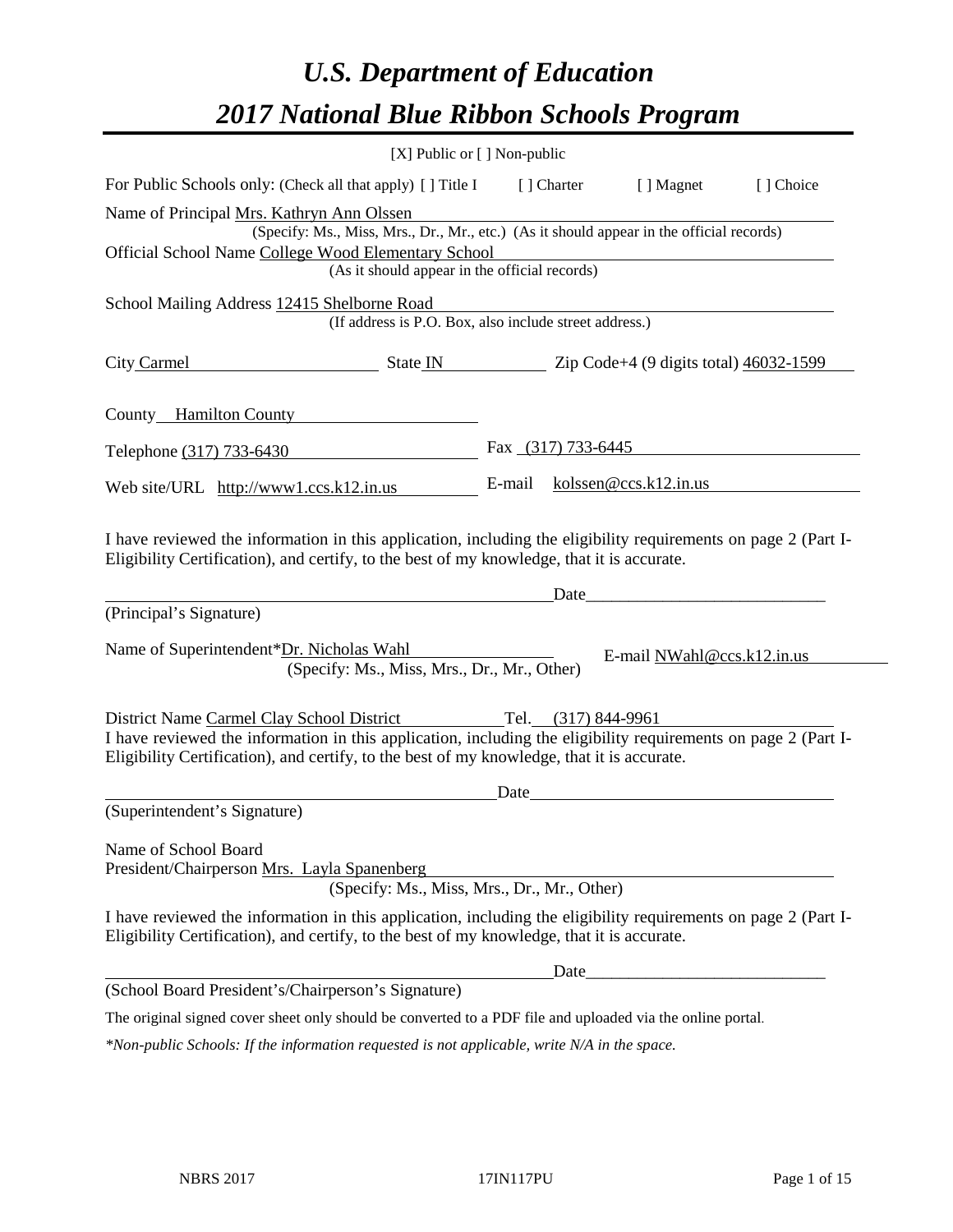# *U.S. Department of Education*

# *2017 National Blue Ribbon Schools Program*

[X] Public or [ ] Non-public

For Public Schools only: (Check all that apply) [ ] Title I [ ] Charter [ ] Magnet [ ] Choice

Name of Principal Mrs. Kathryn Ann Olssen
(Specify: Ms., Miss, Mrs., Dr., Mr., etc.) (As it should appear in the official records)

Official School Name College Wood Elementary School
(As it should appear in the official records)

School Mailing Address 12415 Shelborne Road
(If address is P.O. Box, also include street address.)

City Carmel State IN Zip Code+4 (9 digits total) 46032-1599

County Hamilton County

Telephone (317) 733-6430 Fax (317) 733-6445

Web site/URL http://www1.ccs.k12.in.us E-mail kolssen@ccs.k12.in.us

I have reviewed the information in this application, including the eligibility requirements on page 2 (Part I-Eligibility Certification), and certify, to the best of my knowledge, that it is accurate.

Date\_\_\_\_\_\_\_\_\_\_\_\_\_\_\_\_\_\_\_\_\_\_\_\_\_\_\_\_\_

(Principal's Signature)

Name of Superintendent*Dr. Nicholas Wahl E-mail NWahl@ccs.k12.in.us
(Specify: Ms., Miss, Mrs., Dr., Mr., Other)

District Name Carmel Clay School District Tel. (317) 844-9961

I have reviewed the information in this application, including the eligibility requirements on page 2 (Part I-Eligibility Certification), and certify, to the best of my knowledge, that it is accurate.

Date\_\_\_\_\_\_\_\_\_\_\_\_\_\_\_\_\_\_\_\_\_\_\_\_\_\_\_\_\_

(Superintendent's Signature)

Name of School Board
President/Chairperson Mrs. Layla Spanenberg
(Specify: Ms., Miss, Mrs., Dr., Mr., Other)

I have reviewed the information in this application, including the eligibility requirements on page 2 (Part I-Eligibility Certification), and certify, to the best of my knowledge, that it is accurate.

Date\_\_\_\_\_\_\_\_\_\_\_\_\_\_\_\_\_\_\_\_\_\_\_\_\_\_\_\_\_

(School Board President's/Chairperson's Signature)

The original signed cover sheet only should be converted to a PDF file and uploaded via the online portal.

*\*Non-public Schools: If the information requested is not applicable, write N/A in the space.*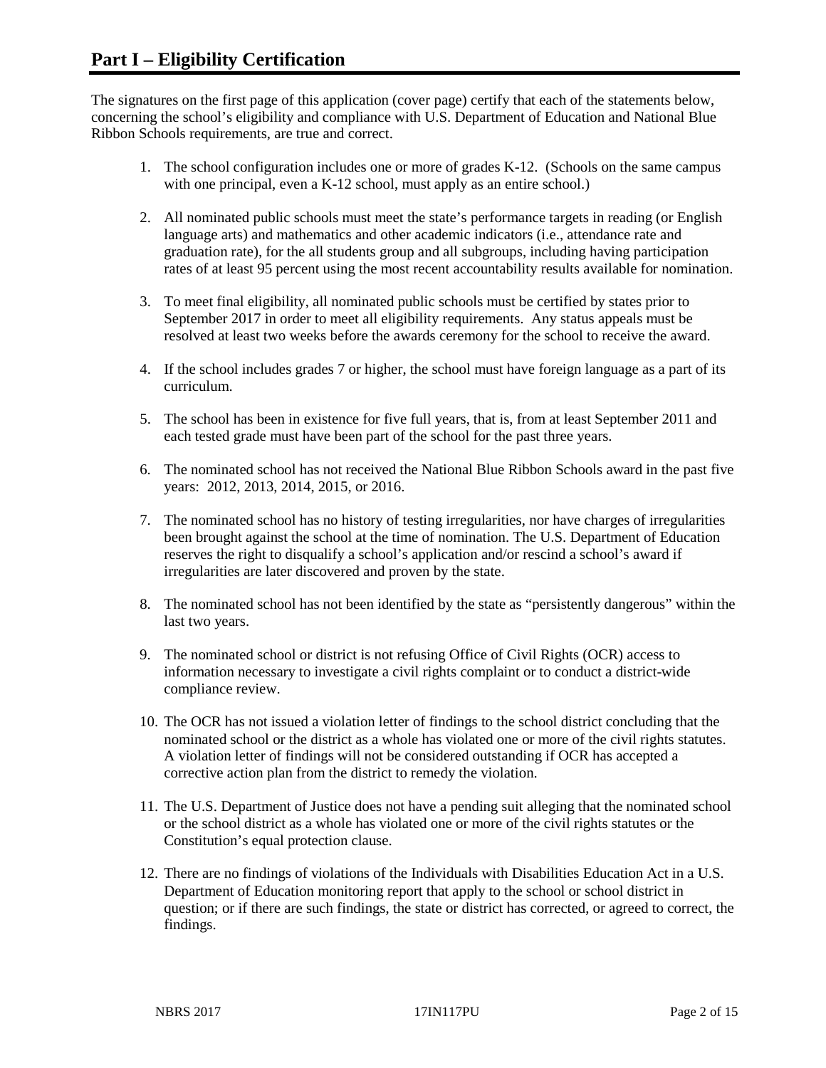# Part I – Eligibility Certification

The signatures on the first page of this application (cover page) certify that each of the statements below, concerning the school's eligibility and compliance with U.S. Department of Education and National Blue Ribbon Schools requirements, are true and correct.

1. The school configuration includes one or more of grades K-12. (Schools on the same campus with one principal, even a K-12 school, must apply as an entire school.)
2. All nominated public schools must meet the state's performance targets in reading (or English language arts) and mathematics and other academic indicators (i.e., attendance rate and graduation rate), for the all students group and all subgroups, including having participation rates of at least 95 percent using the most recent accountability results available for nomination.
3. To meet final eligibility, all nominated public schools must be certified by states prior to September 2017 in order to meet all eligibility requirements. Any status appeals must be resolved at least two weeks before the awards ceremony for the school to receive the award.
4. If the school includes grades 7 or higher, the school must have foreign language as a part of its curriculum.
5. The school has been in existence for five full years, that is, from at least September 2011 and each tested grade must have been part of the school for the past three years.
6. The nominated school has not received the National Blue Ribbon Schools award in the past five years: 2012, 2013, 2014, 2015, or 2016.
7. The nominated school has no history of testing irregularities, nor have charges of irregularities been brought against the school at the time of nomination. The U.S. Department of Education reserves the right to disqualify a school's application and/or rescind a school's award if irregularities are later discovered and proven by the state.
8. The nominated school has not been identified by the state as "persistently dangerous" within the last two years.
9. The nominated school or district is not refusing Office of Civil Rights (OCR) access to information necessary to investigate a civil rights complaint or to conduct a district-wide compliance review.
10. The OCR has not issued a violation letter of findings to the school district concluding that the nominated school or the district as a whole has violated one or more of the civil rights statutes. A violation letter of findings will not be considered outstanding if OCR has accepted a corrective action plan from the district to remedy the violation.
11. The U.S. Department of Justice does not have a pending suit alleging that the nominated school or the school district as a whole has violated one or more of the civil rights statutes or the Constitution's equal protection clause.
12. There are no findings of violations of the Individuals with Disabilities Education Act in a U.S. Department of Education monitoring report that apply to the school or school district in question; or if there are such findings, the state or district has corrected, or agreed to correct, the findings.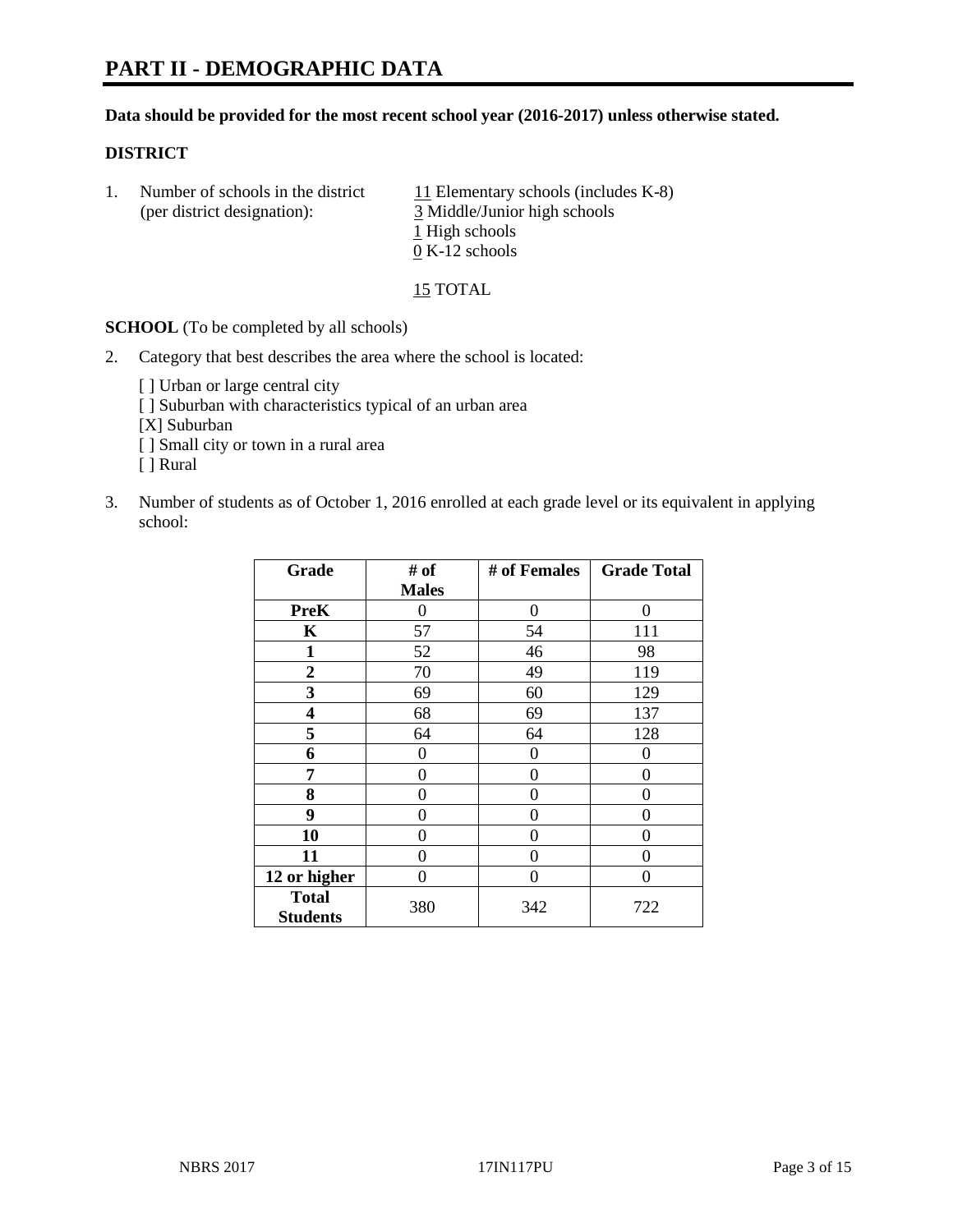# PART II - DEMOGRAPHIC DATA

**Data should be provided for the most recent school year (2016-2017) unless otherwise stated.**

**DISTRICT**

1. Number of schools in the district (per district designation):
   11 Elementary schools (includes K-8)
   3 Middle/Junior high schools
   1 High schools
   0 K-12 schools

   15 TOTAL

**SCHOOL** (To be completed by all schools)

2. Category that best describes the area where the school is located:

   [ ] Urban or large central city
   [ ] Suburban with characteristics typical of an urban area
   [X] Suburban
   [ ] Small city or town in a rural area
   [ ] Rural

3. Number of students as of October 1, 2016 enrolled at each grade level or its equivalent in applying school:

| Grade | # of Males | # of Females | Grade Total |
|---|---|---|---|
| **PreK** | 0 | 0 | 0 |
| **K** | 57 | 54 | 111 |
| **1** | 52 | 46 | 98 |
| **2** | 70 | 49 | 119 |
| **3** | 69 | 60 | 129 |
| **4** | 68 | 69 | 137 |
| **5** | 64 | 64 | 128 |
| **6** | 0 | 0 | 0 |
| **7** | 0 | 0 | 0 |
| **8** | 0 | 0 | 0 |
| **9** | 0 | 0 | 0 |
| **10** | 0 | 0 | 0 |
| **11** | 0 | 0 | 0 |
| **12 or higher** | 0 | 0 | 0 |
| **Total Students** | 380 | 342 | 722 |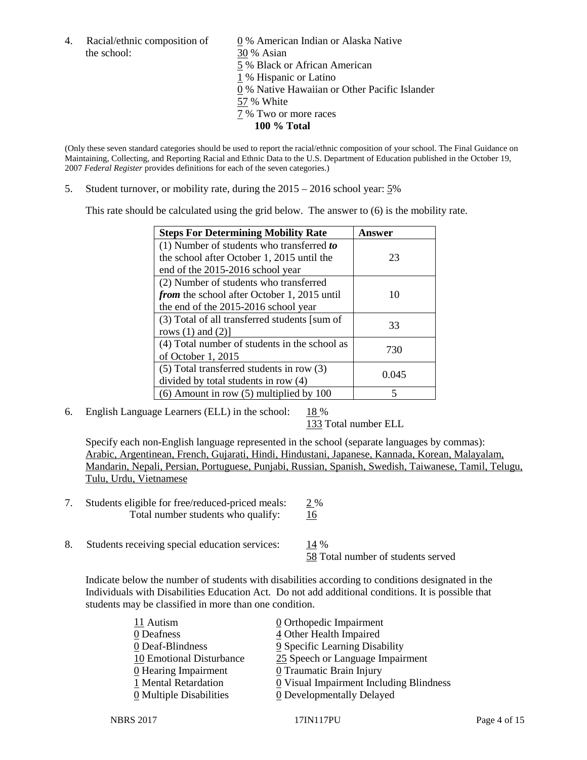4. Racial/ethnic composition of the school:

0 % American Indian or Alaska Native
30 % Asian
5 % Black or African American
1 % Hispanic or Latino
0 % Native Hawaiian or Other Pacific Islander
57 % White
7 % Two or more races
**100 % Total**

(Only these seven standard categories should be used to report the racial/ethnic composition of your school. The Final Guidance on Maintaining, Collecting, and Reporting Racial and Ethnic Data to the U.S. Department of Education published in the October 19, 2007 *Federal Register* provides definitions for each of the seven categories.)

5. Student turnover, or mobility rate, during the 2015 – 2016 school year: 5%

This rate should be calculated using the grid below. The answer to (6) is the mobility rate.

| Steps For Determining Mobility Rate | Answer |
|---|---|
| (1) Number of students who transferred ***to*** the school after October 1, 2015 until the end of the 2015-2016 school year | 23 |
| (2) Number of students who transferred ***from*** the school after October 1, 2015 until the end of the 2015-2016 school year | 10 |
| (3) Total of all transferred students [sum of rows (1) and (2)] | 33 |
| (4) Total number of students in the school as of October 1, 2015 | 730 |
| (5) Total transferred students in row (3) divided by total students in row (4) | 0.045 |
| (6) Amount in row (5) multiplied by 100 | 5 |

6. English Language Learners (ELL) in the school: 18 %
133 Total number ELL

Specify each non-English language represented in the school (separate languages by commas):
Arabic, Argentinean, French, Gujarati, Hindi, Hindustani, Japanese, Kannada, Korean, Malayalam, Mandarin, Nepali, Persian, Portuguese, Punjabi, Russian, Spanish, Swedish, Taiwanese, Tamil, Telugu, Tulu, Urdu, Vietnamese

7. Students eligible for free/reduced-priced meals: 2 %
Total number students who qualify: 16

8. Students receiving special education services: 14 %
58 Total number of students served

Indicate below the number of students with disabilities according to conditions designated in the Individuals with Disabilities Education Act. Do not add additional conditions. It is possible that students may be classified in more than one condition.

11 Autism
0 Deafness
0 Deaf-Blindness
10 Emotional Disturbance
0 Hearing Impairment
1 Mental Retardation
0 Multiple Disabilities
0 Orthopedic Impairment
4 Other Health Impaired
9 Specific Learning Disability
25 Speech or Language Impairment
0 Traumatic Brain Injury
0 Visual Impairment Including Blindness
0 Developmentally Delayed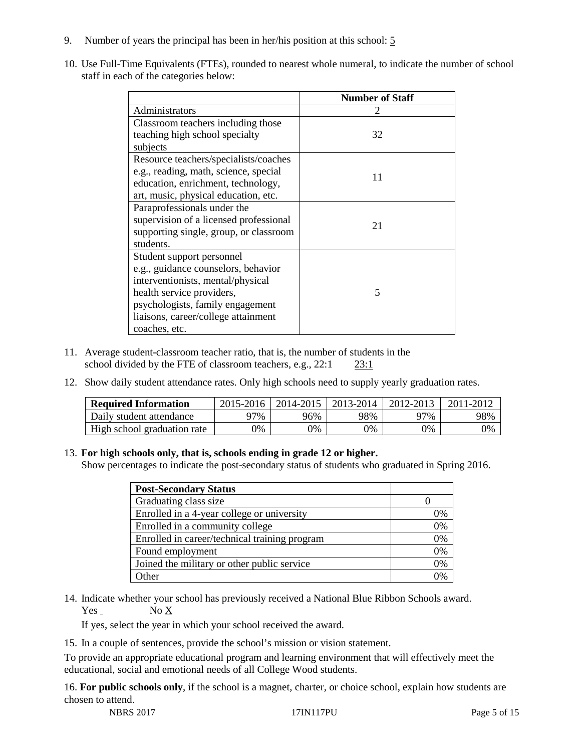9. Number of years the principal has been in her/his position at this school: 5

10. Use Full-Time Equivalents (FTEs), rounded to nearest whole numeral, to indicate the number of school staff in each of the categories below:

| | Number of Staff |
|---|---|
| Administrators | 2 |
| Classroom teachers including those teaching high school specialty subjects | 32 |
| Resource teachers/specialists/coaches e.g., reading, math, science, special education, enrichment, technology, art, music, physical education, etc. | 11 |
| Paraprofessionals under the supervision of a licensed professional supporting single, group, or classroom students. | 21 |
| Student support personnel e.g., guidance counselors, behavior interventionists, mental/physical health service providers, psychologists, family engagement liaisons, career/college attainment coaches, etc. | 5 |

11. Average student-classroom teacher ratio, that is, the number of students in the school divided by the FTE of classroom teachers, e.g., 22:1 23:1

12. Show daily student attendance rates. Only high schools need to supply yearly graduation rates.

| Required Information | 2015-2016 | 2014-2015 | 2013-2014 | 2012-2013 | 2011-2012 |
|---|---|---|---|---|---|
| Daily student attendance | 97% | 96% | 98% | 97% | 98% |
| High school graduation rate | 0% | 0% | 0% | 0% | 0% |

13. **For high schools only, that is, schools ending in grade 12 or higher.**
Show percentages to indicate the post-secondary status of students who graduated in Spring 2016.

| Post-Secondary Status | |
|---|---|
| Graduating class size | 0 |
| Enrolled in a 4-year college or university | 0% |
| Enrolled in a community college | 0% |
| Enrolled in career/technical training program | 0% |
| Found employment | 0% |
| Joined the military or other public service | 0% |
| Other | 0% |

14. Indicate whether your school has previously received a National Blue Ribbon Schools award.
Yes No X

If yes, select the year in which your school received the award.

15. In a couple of sentences, provide the school's mission or vision statement.

To provide an appropriate educational program and learning environment that will effectively meet the educational, social and emotional needs of all College Wood students.

16. **For public schools only**, if the school is a magnet, charter, or choice school, explain how students are chosen to attend.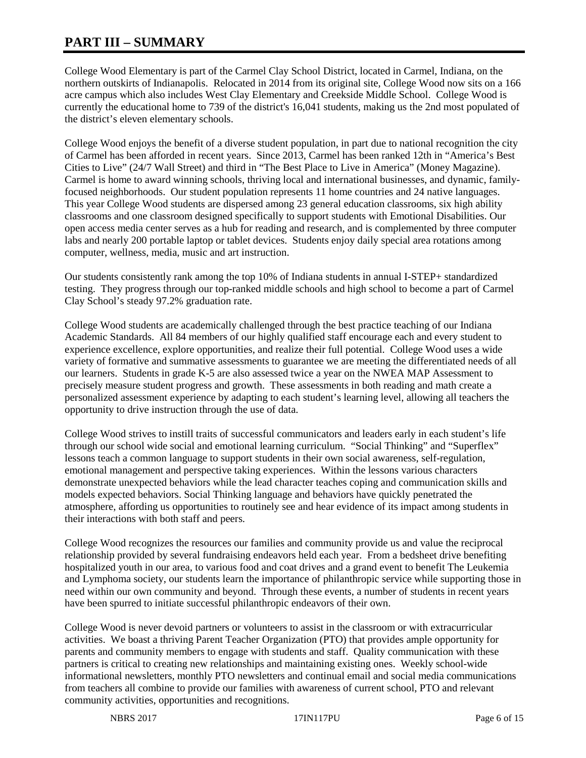# PART III – SUMMARY

College Wood Elementary is part of the Carmel Clay School District, located in Carmel, Indiana, on the northern outskirts of Indianapolis. Relocated in 2014 from its original site, College Wood now sits on a 166 acre campus which also includes West Clay Elementary and Creekside Middle School. College Wood is currently the educational home to 739 of the district's 16,041 students, making us the 2nd most populated of the district's eleven elementary schools.

College Wood enjoys the benefit of a diverse student population, in part due to national recognition the city of Carmel has been afforded in recent years. Since 2013, Carmel has been ranked 12th in "America's Best Cities to Live" (24/7 Wall Street) and third in "The Best Place to Live in America" (Money Magazine). Carmel is home to award winning schools, thriving local and international businesses, and dynamic, family-focused neighborhoods. Our student population represents 11 home countries and 24 native languages. This year College Wood students are dispersed among 23 general education classrooms, six high ability classrooms and one classroom designed specifically to support students with Emotional Disabilities. Our open access media center serves as a hub for reading and research, and is complemented by three computer labs and nearly 200 portable laptop or tablet devices. Students enjoy daily special area rotations among computer, wellness, media, music and art instruction.

Our students consistently rank among the top 10% of Indiana students in annual I-STEP+ standardized testing. They progress through our top-ranked middle schools and high school to become a part of Carmel Clay School's steady 97.2% graduation rate.

College Wood students are academically challenged through the best practice teaching of our Indiana Academic Standards. All 84 members of our highly qualified staff encourage each and every student to experience excellence, explore opportunities, and realize their full potential. College Wood uses a wide variety of formative and summative assessments to guarantee we are meeting the differentiated needs of all our learners. Students in grade K-5 are also assessed twice a year on the NWEA MAP Assessment to precisely measure student progress and growth. These assessments in both reading and math create a personalized assessment experience by adapting to each student's learning level, allowing all teachers the opportunity to drive instruction through the use of data.

College Wood strives to instill traits of successful communicators and leaders early in each student's life through our school wide social and emotional learning curriculum. "Social Thinking" and "Superflex" lessons teach a common language to support students in their own social awareness, self-regulation, emotional management and perspective taking experiences. Within the lessons various characters demonstrate unexpected behaviors while the lead character teaches coping and communication skills and models expected behaviors. Social Thinking language and behaviors have quickly penetrated the atmosphere, affording us opportunities to routinely see and hear evidence of its impact among students in their interactions with both staff and peers.

College Wood recognizes the resources our families and community provide us and value the reciprocal relationship provided by several fundraising endeavors held each year. From a bedsheet drive benefiting hospitalized youth in our area, to various food and coat drives and a grand event to benefit The Leukemia and Lymphoma society, our students learn the importance of philanthropic service while supporting those in need within our own community and beyond. Through these events, a number of students in recent years have been spurred to initiate successful philanthropic endeavors of their own.

College Wood is never devoid partners or volunteers to assist in the classroom or with extracurricular activities. We boast a thriving Parent Teacher Organization (PTO) that provides ample opportunity for parents and community members to engage with students and staff. Quality communication with these partners is critical to creating new relationships and maintaining existing ones. Weekly school-wide informational newsletters, monthly PTO newsletters and continual email and social media communications from teachers all combine to provide our families with awareness of current school, PTO and relevant community activities, opportunities and recognitions.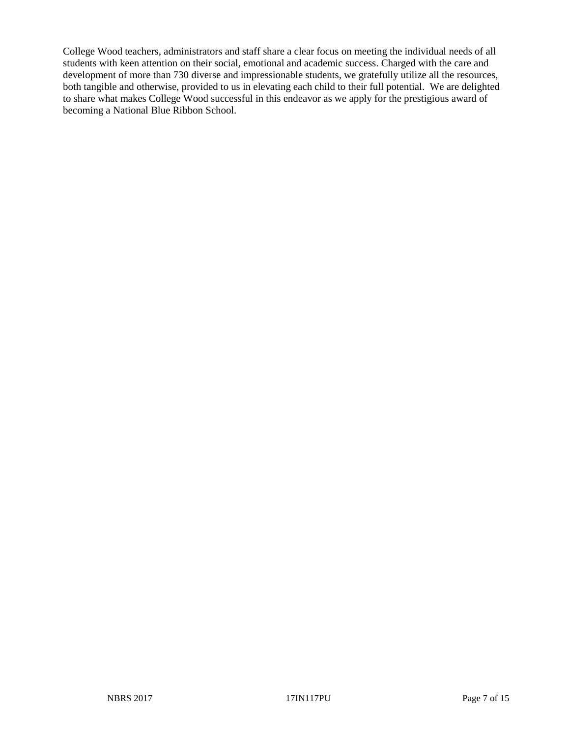College Wood teachers, administrators and staff share a clear focus on meeting the individual needs of all students with keen attention on their social, emotional and academic success. Charged with the care and development of more than 730 diverse and impressionable students, we gratefully utilize all the resources, both tangible and otherwise, provided to us in elevating each child to their full potential. We are delighted to share what makes College Wood successful in this endeavor as we apply for the prestigious award of becoming a National Blue Ribbon School.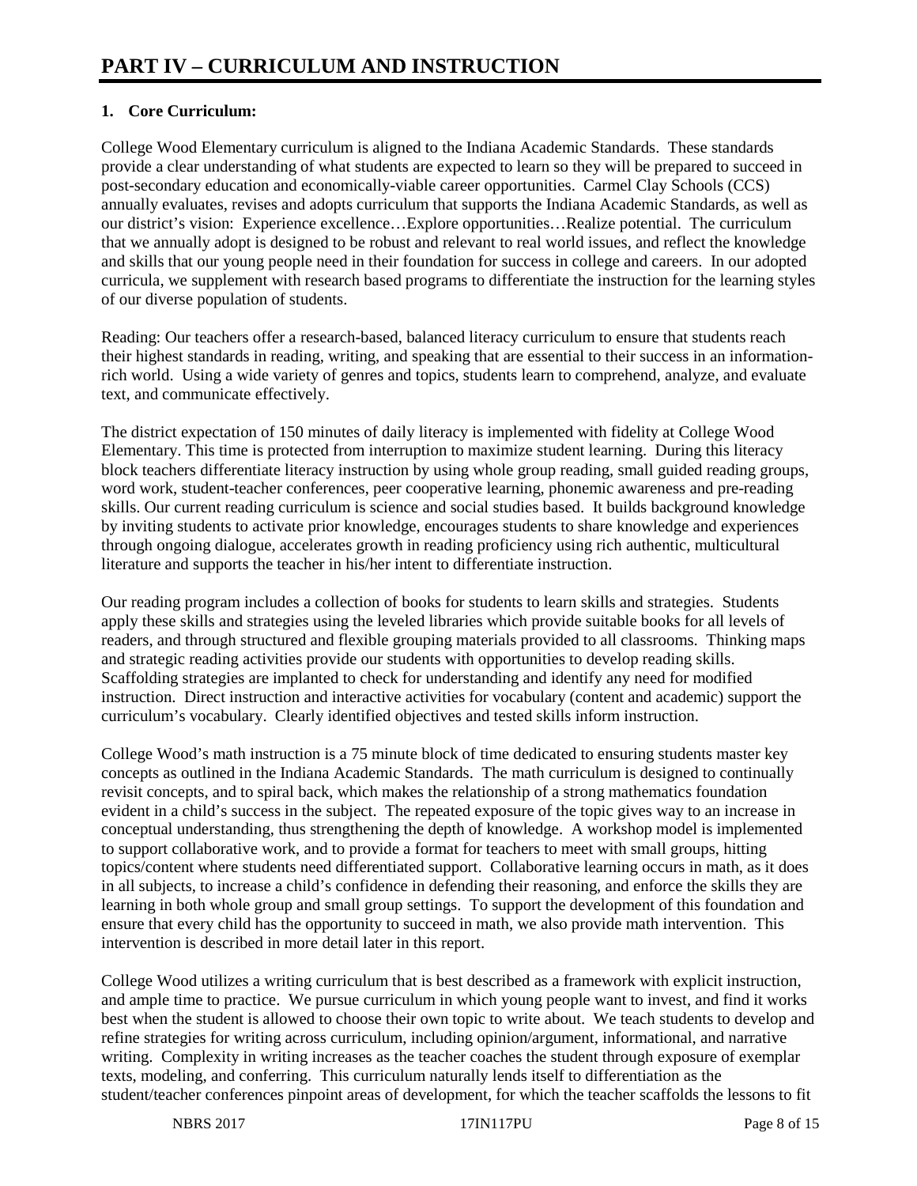# PART IV – CURRICULUM AND INSTRUCTION

**1. Core Curriculum:**

College Wood Elementary curriculum is aligned to the Indiana Academic Standards. These standards provide a clear understanding of what students are expected to learn so they will be prepared to succeed in post-secondary education and economically-viable career opportunities. Carmel Clay Schools (CCS) annually evaluates, revises and adopts curriculum that supports the Indiana Academic Standards, as well as our district's vision: Experience excellence…Explore opportunities…Realize potential. The curriculum that we annually adopt is designed to be robust and relevant to real world issues, and reflect the knowledge and skills that our young people need in their foundation for success in college and careers. In our adopted curricula, we supplement with research based programs to differentiate the instruction for the learning styles of our diverse population of students.

Reading: Our teachers offer a research-based, balanced literacy curriculum to ensure that students reach their highest standards in reading, writing, and speaking that are essential to their success in an information-rich world. Using a wide variety of genres and topics, students learn to comprehend, analyze, and evaluate text, and communicate effectively.

The district expectation of 150 minutes of daily literacy is implemented with fidelity at College Wood Elementary. This time is protected from interruption to maximize student learning. During this literacy block teachers differentiate literacy instruction by using whole group reading, small guided reading groups, word work, student-teacher conferences, peer cooperative learning, phonemic awareness and pre-reading skills. Our current reading curriculum is science and social studies based. It builds background knowledge by inviting students to activate prior knowledge, encourages students to share knowledge and experiences through ongoing dialogue, accelerates growth in reading proficiency using rich authentic, multicultural literature and supports the teacher in his/her intent to differentiate instruction.

Our reading program includes a collection of books for students to learn skills and strategies. Students apply these skills and strategies using the leveled libraries which provide suitable books for all levels of readers, and through structured and flexible grouping materials provided to all classrooms. Thinking maps and strategic reading activities provide our students with opportunities to develop reading skills. Scaffolding strategies are implanted to check for understanding and identify any need for modified instruction. Direct instruction and interactive activities for vocabulary (content and academic) support the curriculum's vocabulary. Clearly identified objectives and tested skills inform instruction.

College Wood's math instruction is a 75 minute block of time dedicated to ensuring students master key concepts as outlined in the Indiana Academic Standards. The math curriculum is designed to continually revisit concepts, and to spiral back, which makes the relationship of a strong mathematics foundation evident in a child's success in the subject. The repeated exposure of the topic gives way to an increase in conceptual understanding, thus strengthening the depth of knowledge. A workshop model is implemented to support collaborative work, and to provide a format for teachers to meet with small groups, hitting topics/content where students need differentiated support. Collaborative learning occurs in math, as it does in all subjects, to increase a child's confidence in defending their reasoning, and enforce the skills they are learning in both whole group and small group settings. To support the development of this foundation and ensure that every child has the opportunity to succeed in math, we also provide math intervention. This intervention is described in more detail later in this report.

College Wood utilizes a writing curriculum that is best described as a framework with explicit instruction, and ample time to practice. We pursue curriculum in which young people want to invest, and find it works best when the student is allowed to choose their own topic to write about. We teach students to develop and refine strategies for writing across curriculum, including opinion/argument, informational, and narrative writing. Complexity in writing increases as the teacher coaches the student through exposure of exemplar texts, modeling, and conferring. This curriculum naturally lends itself to differentiation as the student/teacher conferences pinpoint areas of development, for which the teacher scaffolds the lessons to fit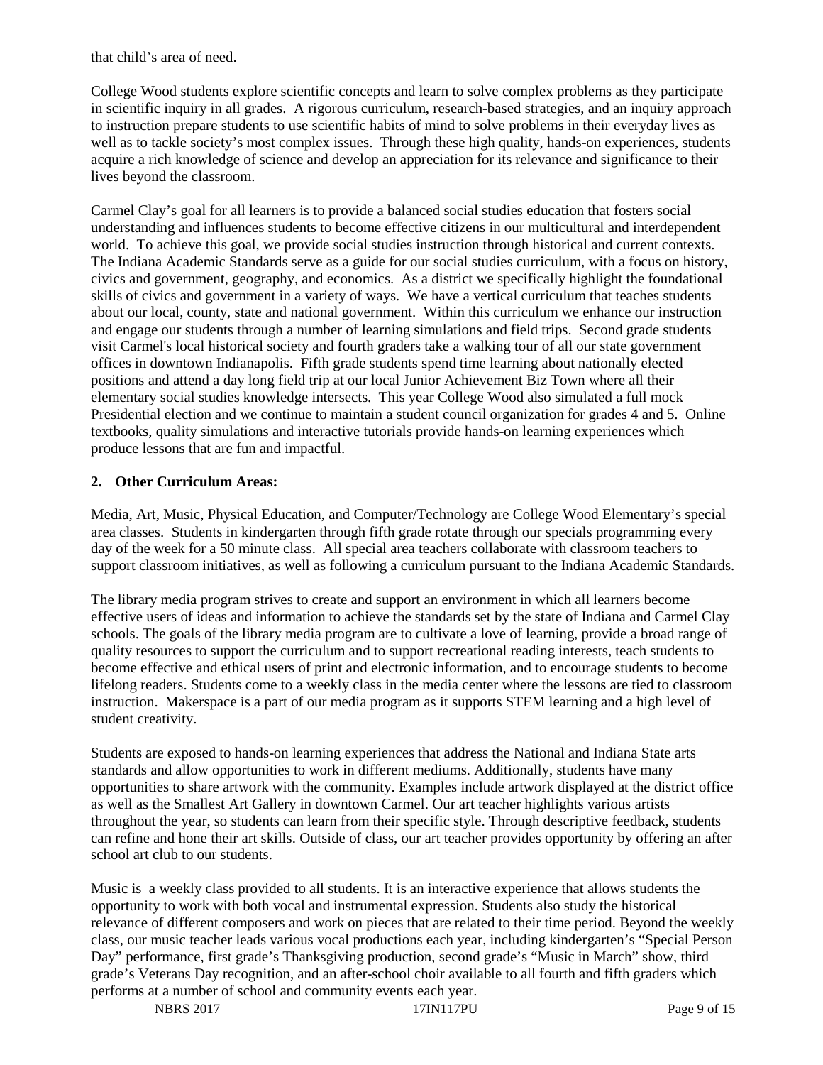that child's area of need.

College Wood students explore scientific concepts and learn to solve complex problems as they participate in scientific inquiry in all grades. A rigorous curriculum, research-based strategies, and an inquiry approach to instruction prepare students to use scientific habits of mind to solve problems in their everyday lives as well as to tackle society's most complex issues. Through these high quality, hands-on experiences, students acquire a rich knowledge of science and develop an appreciation for its relevance and significance to their lives beyond the classroom.

Carmel Clay's goal for all learners is to provide a balanced social studies education that fosters social understanding and influences students to become effective citizens in our multicultural and interdependent world. To achieve this goal, we provide social studies instruction through historical and current contexts. The Indiana Academic Standards serve as a guide for our social studies curriculum, with a focus on history, civics and government, geography, and economics. As a district we specifically highlight the foundational skills of civics and government in a variety of ways. We have a vertical curriculum that teaches students about our local, county, state and national government. Within this curriculum we enhance our instruction and engage our students through a number of learning simulations and field trips. Second grade students visit Carmel's local historical society and fourth graders take a walking tour of all our state government offices in downtown Indianapolis. Fifth grade students spend time learning about nationally elected positions and attend a day long field trip at our local Junior Achievement Biz Town where all their elementary social studies knowledge intersects. This year College Wood also simulated a full mock Presidential election and we continue to maintain a student council organization for grades 4 and 5. Online textbooks, quality simulations and interactive tutorials provide hands-on learning experiences which produce lessons that are fun and impactful.

## 2. Other Curriculum Areas:

Media, Art, Music, Physical Education, and Computer/Technology are College Wood Elementary's special area classes. Students in kindergarten through fifth grade rotate through our specials programming every day of the week for a 50 minute class. All special area teachers collaborate with classroom teachers to support classroom initiatives, as well as following a curriculum pursuant to the Indiana Academic Standards.

The library media program strives to create and support an environment in which all learners become effective users of ideas and information to achieve the standards set by the state of Indiana and Carmel Clay schools. The goals of the library media program are to cultivate a love of learning, provide a broad range of quality resources to support the curriculum and to support recreational reading interests, teach students to become effective and ethical users of print and electronic information, and to encourage students to become lifelong readers. Students come to a weekly class in the media center where the lessons are tied to classroom instruction. Makerspace is a part of our media program as it supports STEM learning and a high level of student creativity.

Students are exposed to hands-on learning experiences that address the National and Indiana State arts standards and allow opportunities to work in different mediums. Additionally, students have many opportunities to share artwork with the community. Examples include artwork displayed at the district office as well as the Smallest Art Gallery in downtown Carmel. Our art teacher highlights various artists throughout the year, so students can learn from their specific style. Through descriptive feedback, students can refine and hone their art skills. Outside of class, our art teacher provides opportunity by offering an after school art club to our students.

Music is a weekly class provided to all students. It is an interactive experience that allows students the opportunity to work with both vocal and instrumental expression. Students also study the historical relevance of different composers and work on pieces that are related to their time period. Beyond the weekly class, our music teacher leads various vocal productions each year, including kindergarten's "Special Person Day" performance, first grade's Thanksgiving production, second grade's "Music in March" show, third grade's Veterans Day recognition, and an after-school choir available to all fourth and fifth graders which performs at a number of school and community events each year.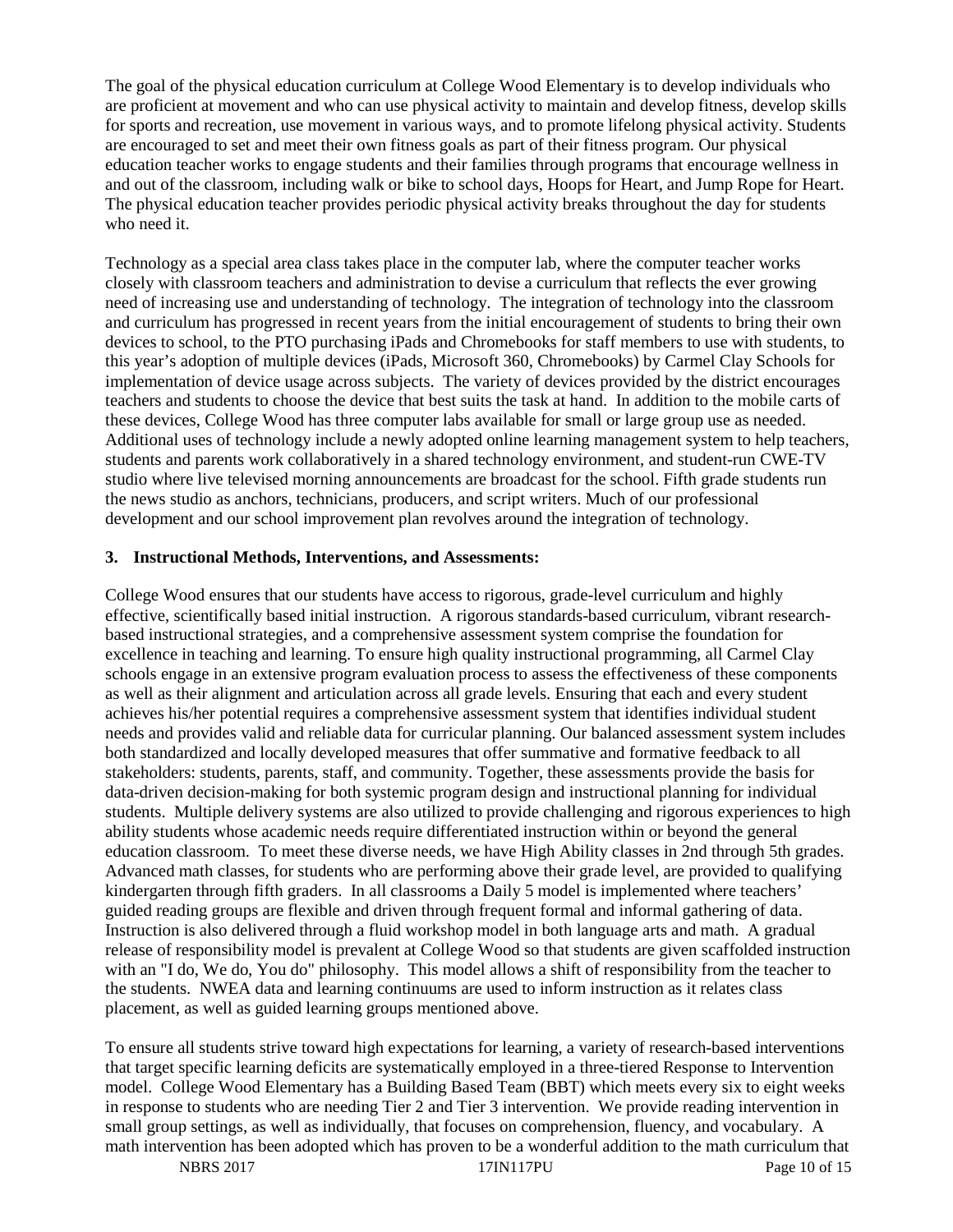The goal of the physical education curriculum at College Wood Elementary is to develop individuals who are proficient at movement and who can use physical activity to maintain and develop fitness, develop skills for sports and recreation, use movement in various ways, and to promote lifelong physical activity. Students are encouraged to set and meet their own fitness goals as part of their fitness program. Our physical education teacher works to engage students and their families through programs that encourage wellness in and out of the classroom, including walk or bike to school days, Hoops for Heart, and Jump Rope for Heart. The physical education teacher provides periodic physical activity breaks throughout the day for students who need it.

Technology as a special area class takes place in the computer lab, where the computer teacher works closely with classroom teachers and administration to devise a curriculum that reflects the ever growing need of increasing use and understanding of technology. The integration of technology into the classroom and curriculum has progressed in recent years from the initial encouragement of students to bring their own devices to school, to the PTO purchasing iPads and Chromebooks for staff members to use with students, to this year's adoption of multiple devices (iPads, Microsoft 360, Chromebooks) by Carmel Clay Schools for implementation of device usage across subjects. The variety of devices provided by the district encourages teachers and students to choose the device that best suits the task at hand. In addition to the mobile carts of these devices, College Wood has three computer labs available for small or large group use as needed. Additional uses of technology include a newly adopted online learning management system to help teachers, students and parents work collaboratively in a shared technology environment, and student-run CWE-TV studio where live televised morning announcements are broadcast for the school. Fifth grade students run the news studio as anchors, technicians, producers, and script writers. Much of our professional development and our school improvement plan revolves around the integration of technology.

**3. Instructional Methods, Interventions, and Assessments:**

College Wood ensures that our students have access to rigorous, grade-level curriculum and highly effective, scientifically based initial instruction. A rigorous standards-based curriculum, vibrant research-based instructional strategies, and a comprehensive assessment system comprise the foundation for excellence in teaching and learning. To ensure high quality instructional programming, all Carmel Clay schools engage in an extensive program evaluation process to assess the effectiveness of these components as well as their alignment and articulation across all grade levels. Ensuring that each and every student achieves his/her potential requires a comprehensive assessment system that identifies individual student needs and provides valid and reliable data for curricular planning. Our balanced assessment system includes both standardized and locally developed measures that offer summative and formative feedback to all stakeholders: students, parents, staff, and community. Together, these assessments provide the basis for data-driven decision-making for both systemic program design and instructional planning for individual students. Multiple delivery systems are also utilized to provide challenging and rigorous experiences to high ability students whose academic needs require differentiated instruction within or beyond the general education classroom. To meet these diverse needs, we have High Ability classes in 2nd through 5th grades. Advanced math classes, for students who are performing above their grade level, are provided to qualifying kindergarten through fifth graders. In all classrooms a Daily 5 model is implemented where teachers' guided reading groups are flexible and driven through frequent formal and informal gathering of data. Instruction is also delivered through a fluid workshop model in both language arts and math. A gradual release of responsibility model is prevalent at College Wood so that students are given scaffolded instruction with an "I do, We do, You do" philosophy. This model allows a shift of responsibility from the teacher to the students. NWEA data and learning continuums are used to inform instruction as it relates class placement, as well as guided learning groups mentioned above.

To ensure all students strive toward high expectations for learning, a variety of research-based interventions that target specific learning deficits are systematically employed in a three-tiered Response to Intervention model. College Wood Elementary has a Building Based Team (BBT) which meets every six to eight weeks in response to students who are needing Tier 2 and Tier 3 intervention. We provide reading intervention in small group settings, as well as individually, that focuses on comprehension, fluency, and vocabulary. A math intervention has been adopted which has proven to be a wonderful addition to the math curriculum that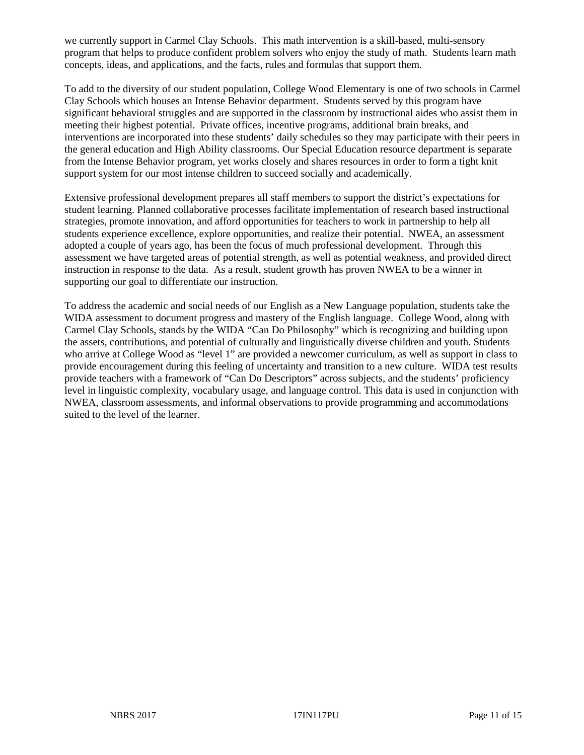we currently support in Carmel Clay Schools. This math intervention is a skill-based, multi-sensory program that helps to produce confident problem solvers who enjoy the study of math. Students learn math concepts, ideas, and applications, and the facts, rules and formulas that support them.

To add to the diversity of our student population, College Wood Elementary is one of two schools in Carmel Clay Schools which houses an Intense Behavior department. Students served by this program have significant behavioral struggles and are supported in the classroom by instructional aides who assist them in meeting their highest potential. Private offices, incentive programs, additional brain breaks, and interventions are incorporated into these students' daily schedules so they may participate with their peers in the general education and High Ability classrooms. Our Special Education resource department is separate from the Intense Behavior program, yet works closely and shares resources in order to form a tight knit support system for our most intense children to succeed socially and academically.

Extensive professional development prepares all staff members to support the district's expectations for student learning. Planned collaborative processes facilitate implementation of research based instructional strategies, promote innovation, and afford opportunities for teachers to work in partnership to help all students experience excellence, explore opportunities, and realize their potential. NWEA, an assessment adopted a couple of years ago, has been the focus of much professional development. Through this assessment we have targeted areas of potential strength, as well as potential weakness, and provided direct instruction in response to the data. As a result, student growth has proven NWEA to be a winner in supporting our goal to differentiate our instruction.

To address the academic and social needs of our English as a New Language population, students take the WIDA assessment to document progress and mastery of the English language. College Wood, along with Carmel Clay Schools, stands by the WIDA "Can Do Philosophy" which is recognizing and building upon the assets, contributions, and potential of culturally and linguistically diverse children and youth. Students who arrive at College Wood as "level 1" are provided a newcomer curriculum, as well as support in class to provide encouragement during this feeling of uncertainty and transition to a new culture. WIDA test results provide teachers with a framework of "Can Do Descriptors" across subjects, and the students' proficiency level in linguistic complexity, vocabulary usage, and language control. This data is used in conjunction with NWEA, classroom assessments, and informal observations to provide programming and accommodations suited to the level of the learner.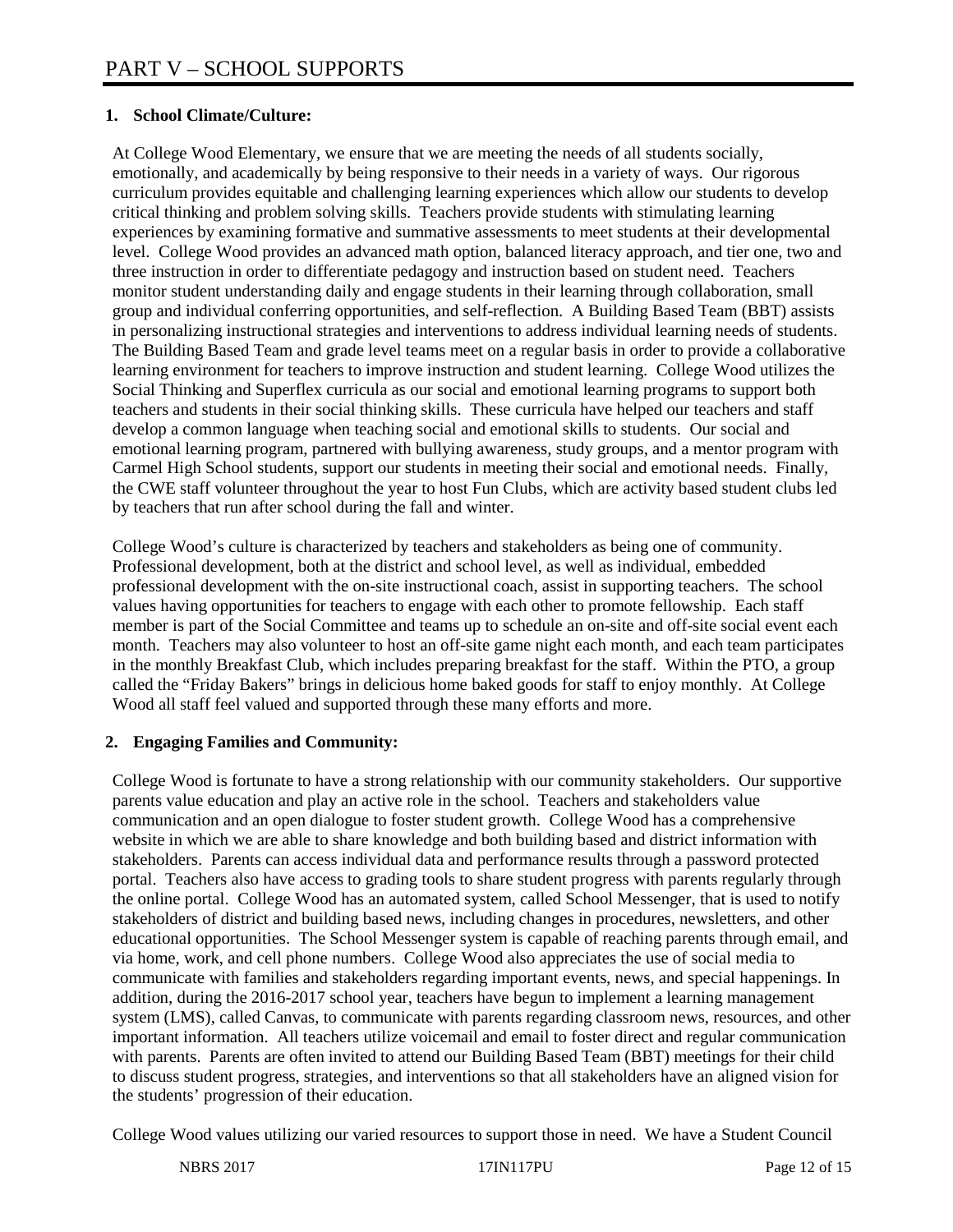# PART V – SCHOOL SUPPORTS

**1. School Climate/Culture:**

At College Wood Elementary, we ensure that we are meeting the needs of all students socially, emotionally, and academically by being responsive to their needs in a variety of ways. Our rigorous curriculum provides equitable and challenging learning experiences which allow our students to develop critical thinking and problem solving skills. Teachers provide students with stimulating learning experiences by examining formative and summative assessments to meet students at their developmental level. College Wood provides an advanced math option, balanced literacy approach, and tier one, two and three instruction in order to differentiate pedagogy and instruction based on student need. Teachers monitor student understanding daily and engage students in their learning through collaboration, small group and individual conferring opportunities, and self-reflection. A Building Based Team (BBT) assists in personalizing instructional strategies and interventions to address individual learning needs of students. The Building Based Team and grade level teams meet on a regular basis in order to provide a collaborative learning environment for teachers to improve instruction and student learning. College Wood utilizes the Social Thinking and Superflex curricula as our social and emotional learning programs to support both teachers and students in their social thinking skills. These curricula have helped our teachers and staff develop a common language when teaching social and emotional skills to students. Our social and emotional learning program, partnered with bullying awareness, study groups, and a mentor program with Carmel High School students, support our students in meeting their social and emotional needs. Finally, the CWE staff volunteer throughout the year to host Fun Clubs, which are activity based student clubs led by teachers that run after school during the fall and winter.

College Wood's culture is characterized by teachers and stakeholders as being one of community. Professional development, both at the district and school level, as well as individual, embedded professional development with the on-site instructional coach, assist in supporting teachers. The school values having opportunities for teachers to engage with each other to promote fellowship. Each staff member is part of the Social Committee and teams up to schedule an on-site and off-site social event each month. Teachers may also volunteer to host an off-site game night each month, and each team participates in the monthly Breakfast Club, which includes preparing breakfast for the staff. Within the PTO, a group called the "Friday Bakers" brings in delicious home baked goods for staff to enjoy monthly. At College Wood all staff feel valued and supported through these many efforts and more.

**2. Engaging Families and Community:**

College Wood is fortunate to have a strong relationship with our community stakeholders. Our supportive parents value education and play an active role in the school. Teachers and stakeholders value communication and an open dialogue to foster student growth. College Wood has a comprehensive website in which we are able to share knowledge and both building based and district information with stakeholders. Parents can access individual data and performance results through a password protected portal. Teachers also have access to grading tools to share student progress with parents regularly through the online portal. College Wood has an automated system, called School Messenger, that is used to notify stakeholders of district and building based news, including changes in procedures, newsletters, and other educational opportunities. The School Messenger system is capable of reaching parents through email, and via home, work, and cell phone numbers. College Wood also appreciates the use of social media to communicate with families and stakeholders regarding important events, news, and special happenings. In addition, during the 2016-2017 school year, teachers have begun to implement a learning management system (LMS), called Canvas, to communicate with parents regarding classroom news, resources, and other important information. All teachers utilize voicemail and email to foster direct and regular communication with parents. Parents are often invited to attend our Building Based Team (BBT) meetings for their child to discuss student progress, strategies, and interventions so that all stakeholders have an aligned vision for the students' progression of their education.

College Wood values utilizing our varied resources to support those in need. We have a Student Council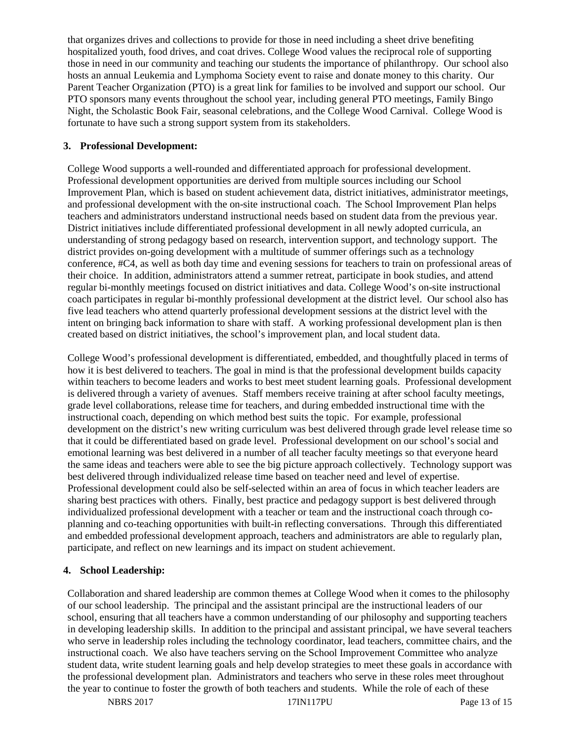that organizes drives and collections to provide for those in need including a sheet drive benefiting hospitalized youth, food drives, and coat drives. College Wood values the reciprocal role of supporting those in need in our community and teaching our students the importance of philanthropy. Our school also hosts an annual Leukemia and Lymphoma Society event to raise and donate money to this charity. Our Parent Teacher Organization (PTO) is a great link for families to be involved and support our school. Our PTO sponsors many events throughout the school year, including general PTO meetings, Family Bingo Night, the Scholastic Book Fair, seasonal celebrations, and the College Wood Carnival. College Wood is fortunate to have such a strong support system from its stakeholders.

**3. Professional Development:**

College Wood supports a well-rounded and differentiated approach for professional development. Professional development opportunities are derived from multiple sources including our School Improvement Plan, which is based on student achievement data, district initiatives, administrator meetings, and professional development with the on-site instructional coach. The School Improvement Plan helps teachers and administrators understand instructional needs based on student data from the previous year. District initiatives include differentiated professional development in all newly adopted curricula, an understanding of strong pedagogy based on research, intervention support, and technology support. The district provides on-going development with a multitude of summer offerings such as a technology conference, #C4, as well as both day time and evening sessions for teachers to train on professional areas of their choice. In addition, administrators attend a summer retreat, participate in book studies, and attend regular bi-monthly meetings focused on district initiatives and data. College Wood's on-site instructional coach participates in regular bi-monthly professional development at the district level. Our school also has five lead teachers who attend quarterly professional development sessions at the district level with the intent on bringing back information to share with staff. A working professional development plan is then created based on district initiatives, the school's improvement plan, and local student data.

College Wood's professional development is differentiated, embedded, and thoughtfully placed in terms of how it is best delivered to teachers. The goal in mind is that the professional development builds capacity within teachers to become leaders and works to best meet student learning goals. Professional development is delivered through a variety of avenues. Staff members receive training at after school faculty meetings, grade level collaborations, release time for teachers, and during embedded instructional time with the instructional coach, depending on which method best suits the topic. For example, professional development on the district's new writing curriculum was best delivered through grade level release time so that it could be differentiated based on grade level. Professional development on our school's social and emotional learning was best delivered in a number of all teacher faculty meetings so that everyone heard the same ideas and teachers were able to see the big picture approach collectively. Technology support was best delivered through individualized release time based on teacher need and level of expertise. Professional development could also be self-selected within an area of focus in which teacher leaders are sharing best practices with others. Finally, best practice and pedagogy support is best delivered through individualized professional development with a teacher or team and the instructional coach through co-planning and co-teaching opportunities with built-in reflecting conversations. Through this differentiated and embedded professional development approach, teachers and administrators are able to regularly plan, participate, and reflect on new learnings and its impact on student achievement.

**4. School Leadership:**

Collaboration and shared leadership are common themes at College Wood when it comes to the philosophy of our school leadership. The principal and the assistant principal are the instructional leaders of our school, ensuring that all teachers have a common understanding of our philosophy and supporting teachers in developing leadership skills. In addition to the principal and assistant principal, we have several teachers who serve in leadership roles including the technology coordinator, lead teachers, committee chairs, and the instructional coach. We also have teachers serving on the School Improvement Committee who analyze student data, write student learning goals and help develop strategies to meet these goals in accordance with the professional development plan. Administrators and teachers who serve in these roles meet throughout the year to continue to foster the growth of both teachers and students. While the role of each of these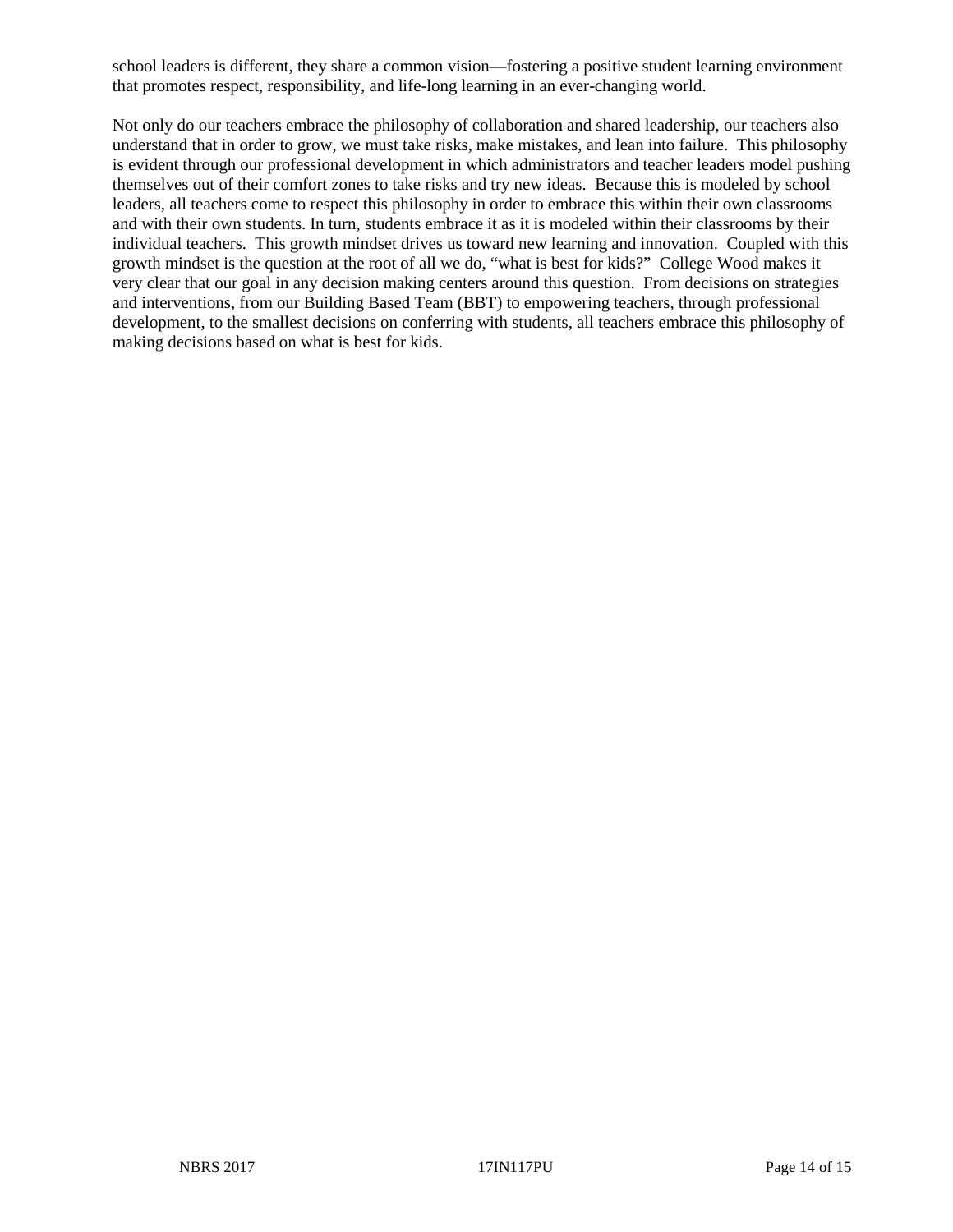school leaders is different, they share a common vision—fostering a positive student learning environment that promotes respect, responsibility, and life-long learning in an ever-changing world.

Not only do our teachers embrace the philosophy of collaboration and shared leadership, our teachers also understand that in order to grow, we must take risks, make mistakes, and lean into failure. This philosophy is evident through our professional development in which administrators and teacher leaders model pushing themselves out of their comfort zones to take risks and try new ideas. Because this is modeled by school leaders, all teachers come to respect this philosophy in order to embrace this within their own classrooms and with their own students. In turn, students embrace it as it is modeled within their classrooms by their individual teachers. This growth mindset drives us toward new learning and innovation. Coupled with this growth mindset is the question at the root of all we do, "what is best for kids?" College Wood makes it very clear that our goal in any decision making centers around this question. From decisions on strategies and interventions, from our Building Based Team (BBT) to empowering teachers, through professional development, to the smallest decisions on conferring with students, all teachers embrace this philosophy of making decisions based on what is best for kids.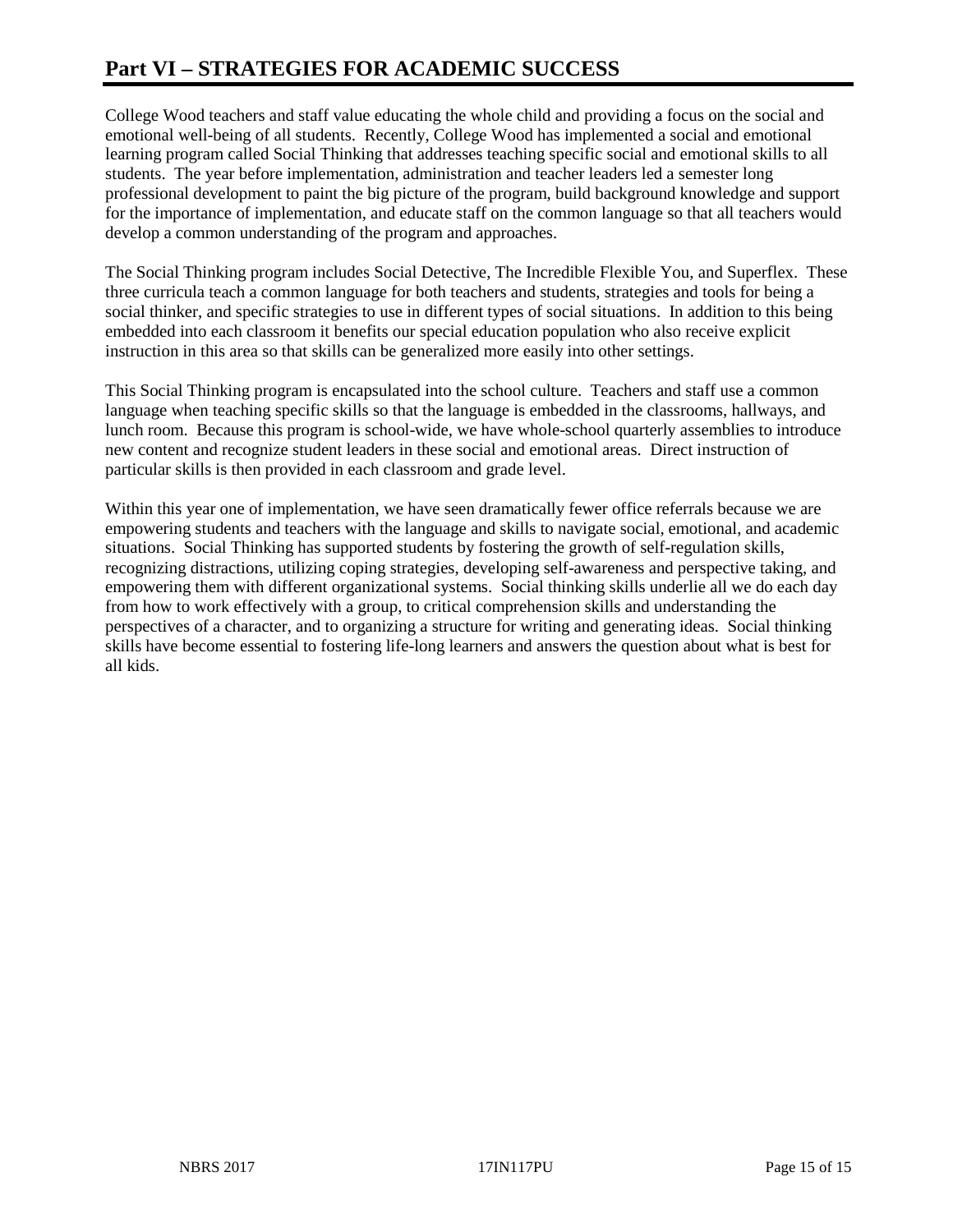# Part VI – STRATEGIES FOR ACADEMIC SUCCESS

College Wood teachers and staff value educating the whole child and providing a focus on the social and emotional well-being of all students. Recently, College Wood has implemented a social and emotional learning program called Social Thinking that addresses teaching specific social and emotional skills to all students. The year before implementation, administration and teacher leaders led a semester long professional development to paint the big picture of the program, build background knowledge and support for the importance of implementation, and educate staff on the common language so that all teachers would develop a common understanding of the program and approaches.

The Social Thinking program includes Social Detective, The Incredible Flexible You, and Superflex. These three curricula teach a common language for both teachers and students, strategies and tools for being a social thinker, and specific strategies to use in different types of social situations. In addition to this being embedded into each classroom it benefits our special education population who also receive explicit instruction in this area so that skills can be generalized more easily into other settings.

This Social Thinking program is encapsulated into the school culture. Teachers and staff use a common language when teaching specific skills so that the language is embedded in the classrooms, hallways, and lunch room. Because this program is school-wide, we have whole-school quarterly assemblies to introduce new content and recognize student leaders in these social and emotional areas. Direct instruction of particular skills is then provided in each classroom and grade level.

Within this year one of implementation, we have seen dramatically fewer office referrals because we are empowering students and teachers with the language and skills to navigate social, emotional, and academic situations. Social Thinking has supported students by fostering the growth of self-regulation skills, recognizing distractions, utilizing coping strategies, developing self-awareness and perspective taking, and empowering them with different organizational systems. Social thinking skills underlie all we do each day from how to work effectively with a group, to critical comprehension skills and understanding the perspectives of a character, and to organizing a structure for writing and generating ideas. Social thinking skills have become essential to fostering life-long learners and answers the question about what is best for all kids.